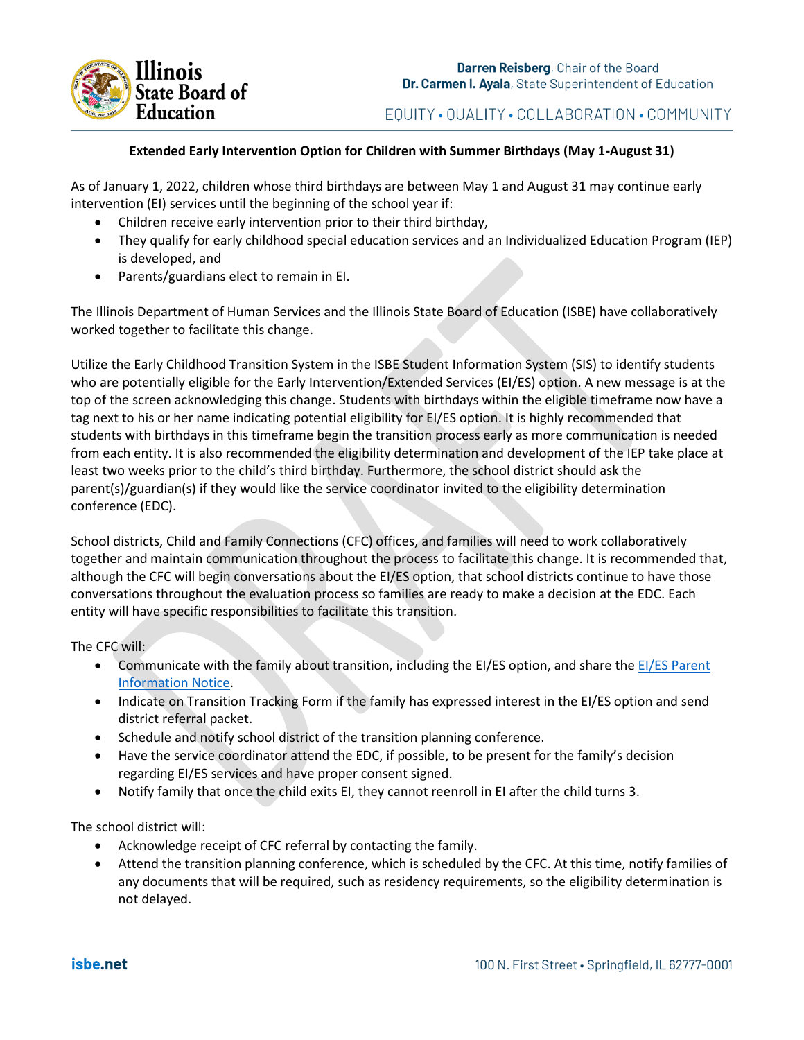**Extended Early Intervention Option for Children with Summer Birthdays (May 1-August 31)**

As of January 1, 2022, children whose third birthdays are between May 1 and August 31 may continue early intervention (EI) services until the beginning of the school year if:

- Children receive early intervention prior to their third birthday,
- They qualify for early childhood special education services and an Individualized Education Program (IEP) is developed, and
- Parents/guardians elect to remain in EI.

The Illinois Department of Human Services and the Illinois State Board of Education (ISBE) have collaboratively worked together to facilitate this change.

Utilize the Early Childhood Transition System in the ISBE Student Information System (SIS) to identify students who are potentially eligible for the Early Intervention/Extended Services (EI/ES) option. A new message is at the top of the screen acknowledging this change. Students with birthdays within the eligible timeframe now have a tag next to his or her name indicating potential eligibility for EI/ES option. It is highly recommended that students with birthdays in this timeframe begin the transition process early as more communication is needed from each entity. It is also recommended the eligibility determination and development of the IEP take place at least two weeks prior to the child's third birthday. Furthermore, the school district should ask the parent(s)/guardian(s) if they would like the service coordinator invited to the eligibility determination conference (EDC).

School districts, Child and Family Connections (CFC) offices, and families will need to work collaboratively together and maintain communication throughout the process to facilitate this change. It is recommended that, although the CFC will begin conversations about the EI/ES option, that school districts continue to have those conversations throughout the evaluation process so families are ready to make a decision at the EDC. Each entity will have specific responsibilities to facilitate this transition.

The CFC will:

- Communicate with the family about transition, including the EI/ES option, and share the EI/ES Parent Information Notice.
- Indicate on Transition Tracking Form if the family has expressed interest in the EI/ES option and send district referral packet.
- Schedule and notify school district of the transition planning conference.
- Have the service coordinator attend the EDC, if possible, to be present for the family's decision regarding EI/ES services and have proper consent signed.
- Notify family that once the child exits EI, they cannot reenroll in EI after the child turns 3.

The school district will:

- Acknowledge receipt of CFC referral by contacting the family.
- Attend the transition planning conference, which is scheduled by the CFC. At this time, notify families of any documents that will be required, such as residency requirements, so the eligibility determination is not delayed.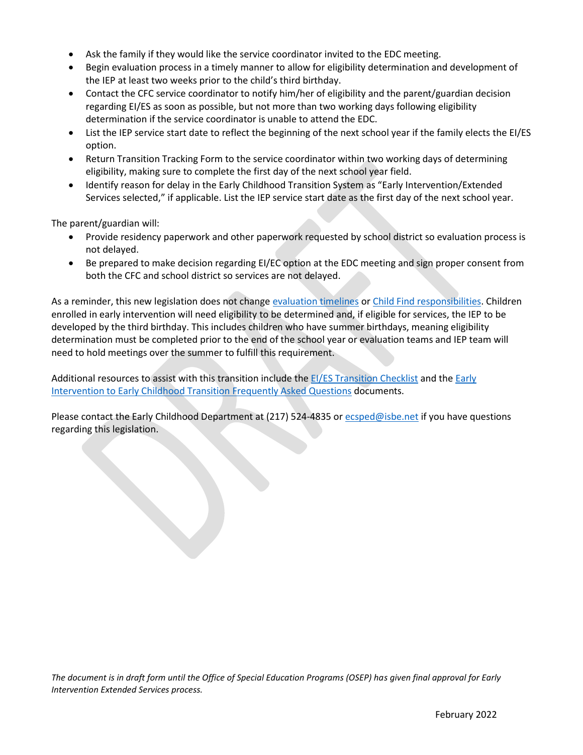- Ask the family if they would like the service coordinator invited to the EDC meeting.
- Begin evaluation process in a timely manner to allow for eligibility determination and development of the IEP at least two weeks prior to the child's third birthday.
- Contact the CFC service coordinator to notify him/her of eligibility and the parent/guardian decision regarding EI/ES as soon as possible, but not more than two working days following eligibility determination if the service coordinator is unable to attend the EDC.
- List the IEP service start date to reflect the beginning of the next school year if the family elects the EI/ES option.
- Return Transition Tracking Form to the service coordinator within two working days of determining eligibility, making sure to complete the first day of the next school year field.
- Identify reason for delay in the Early Childhood Transition System as "Early Intervention/Extended Services selected," if applicable. List the IEP service start date as the first day of the next school year.

The parent/guardian will:

- Provide residency paperwork and other paperwork requested by school district so evaluation process is not delayed.
- Be prepared to make decision regarding EI/EC option at the EDC meeting and sign proper consent from both the CFC and school district so services are not delayed.

As a reminder, this new legislation does not change evaluation timelines or Child Find responsibilities. Children enrolled in early intervention will need eligibility to be determined and, if eligible for services, the IEP to be developed by the third birthday. This includes children who have summer birthdays, meaning eligibility determination must be completed prior to the end of the school year or evaluation teams and IEP team will need to hold meetings over the summer to fulfill this requirement.

Additional resources to assist with this transition include the EI/ES Transition Checklist and the Early Intervention to Early Childhood Transition Frequently Asked Questions documents.

Please contact the Early Childhood Department at (217) 524-4835 or ecsped@isbe.net if you have questions regarding this legislation.

*The document is in draft form until the Office of Special Education Programs (OSEP) has given final approval for Early Intervention Extended Services process.*

February 2022